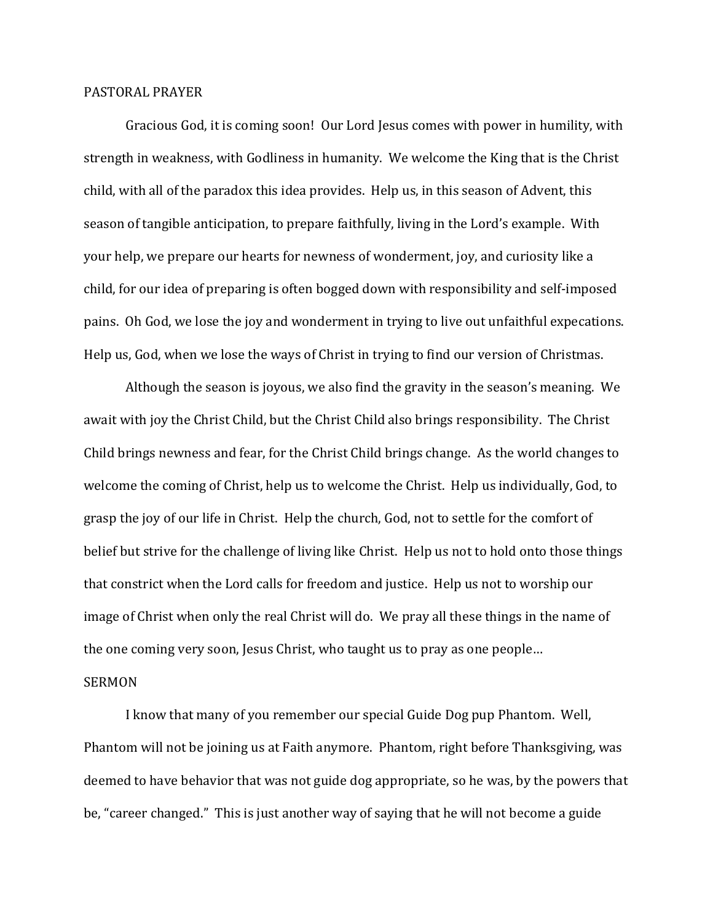## PASTORAL PRAYER

Gracious God, it is coming soon! Our Lord Jesus comes with power in humility, with strength in weakness, with Godliness in humanity. We welcome the King that is the Christ child, with all of the paradox this idea provides. Help us, in this season of Advent, this season of tangible anticipation, to prepare faithfully, living in the Lord's example. With your help, we prepare our hearts for newness of wonderment, joy, and curiosity like a child, for our idea of preparing is often bogged down with responsibility and self-imposed pains. Oh God, we lose the joy and wonderment in trying to live out unfaithful expecations. Help us, God, when we lose the ways of Christ in trying to find our version of Christmas.

Although the season is joyous, we also find the gravity in the season's meaning. We await with joy the Christ Child, but the Christ Child also brings responsibility. The Christ Child brings newness and fear, for the Christ Child brings change. As the world changes to welcome the coming of Christ, help us to welcome the Christ. Help us individually, God, to grasp the joy of our life in Christ. Help the church, God, not to settle for the comfort of belief but strive for the challenge of living like Christ. Help us not to hold onto those things that constrict when the Lord calls for freedom and justice. Help us not to worship our image of Christ when only the real Christ will do. We pray all these things in the name of the one coming very soon, Jesus Christ, who taught us to pray as one people…

## SERMON

I know that many of you remember our special Guide Dog pup Phantom. Well, Phantom will not be joining us at Faith anymore. Phantom, right before Thanksgiving, was deemed to have behavior that was not guide dog appropriate, so he was, by the powers that be, "career changed." This is just another way of saying that he will not become a guide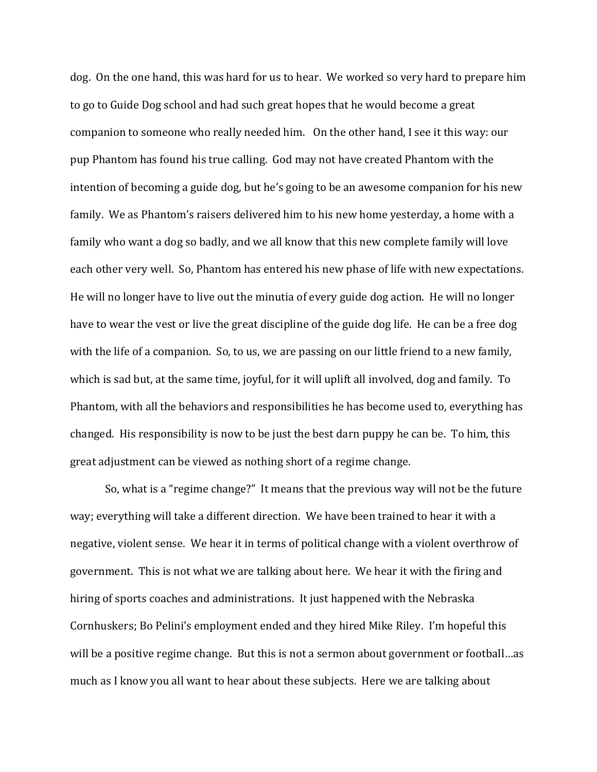dog. On the one hand, this was hard for us to hear. We worked so very hard to prepare him to go to Guide Dog school and had such great hopes that he would become a great companion to someone who really needed him. On the other hand, I see it this way: our pup Phantom has found his true calling. God may not have created Phantom with the intention of becoming a guide dog, but he's going to be an awesome companion for his new family. We as Phantom's raisers delivered him to his new home yesterday, a home with a family who want a dog so badly, and we all know that this new complete family will love each other very well. So, Phantom has entered his new phase of life with new expectations. He will no longer have to live out the minutia of every guide dog action. He will no longer have to wear the vest or live the great discipline of the guide dog life. He can be a free dog with the life of a companion. So, to us, we are passing on our little friend to a new family, which is sad but, at the same time, joyful, for it will uplift all involved, dog and family. To Phantom, with all the behaviors and responsibilities he has become used to, everything has changed. His responsibility is now to be just the best darn puppy he can be. To him, this great adjustment can be viewed as nothing short of a regime change.

So, what is a "regime change?" It means that the previous way will not be the future way; everything will take a different direction. We have been trained to hear it with a negative, violent sense. We hear it in terms of political change with a violent overthrow of government. This is not what we are talking about here. We hear it with the firing and hiring of sports coaches and administrations. It just happened with the Nebraska Cornhuskers; Bo Pelini's employment ended and they hired Mike Riley. I'm hopeful this will be a positive regime change. But this is not a sermon about government or football…as much as I know you all want to hear about these subjects. Here we are talking about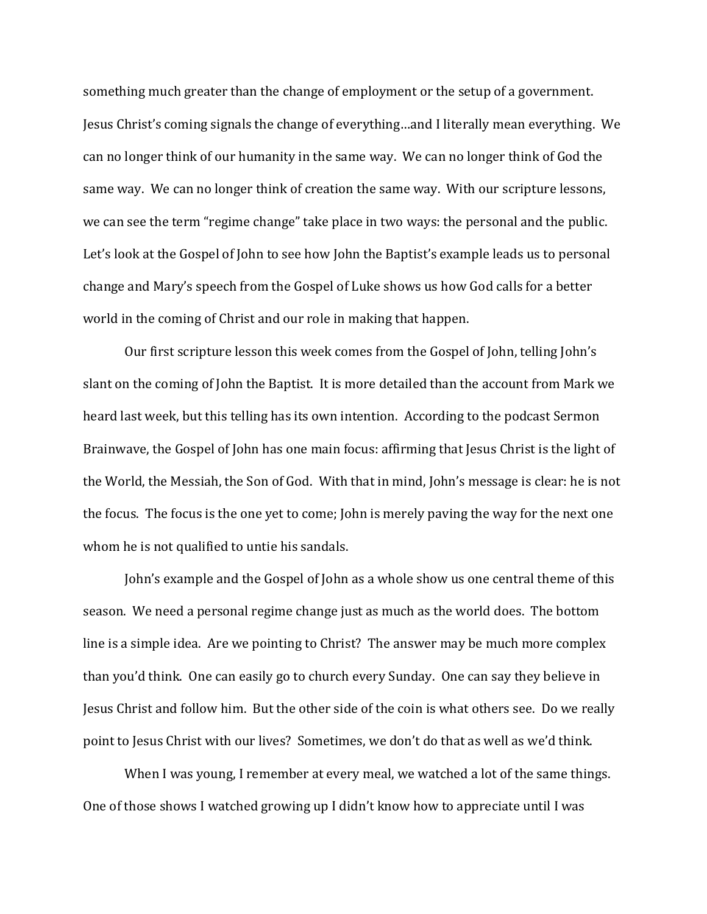something much greater than the change of employment or the setup of a government. Jesus Christ's coming signals the change of everything…and I literally mean everything. We can no longer think of our humanity in the same way. We can no longer think of God the same way. We can no longer think of creation the same way. With our scripture lessons, we can see the term "regime change" take place in two ways: the personal and the public. Let's look at the Gospel of John to see how John the Baptist's example leads us to personal change and Mary's speech from the Gospel of Luke shows us how God calls for a better world in the coming of Christ and our role in making that happen.

Our first scripture lesson this week comes from the Gospel of John, telling John's slant on the coming of John the Baptist. It is more detailed than the account from Mark we heard last week, but this telling has its own intention. According to the podcast Sermon Brainwave, the Gospel of John has one main focus: affirming that Jesus Christ is the light of the World, the Messiah, the Son of God. With that in mind, John's message is clear: he is not the focus. The focus is the one yet to come; John is merely paving the way for the next one whom he is not qualified to untie his sandals.

John's example and the Gospel of John as a whole show us one central theme of this season. We need a personal regime change just as much as the world does. The bottom line is a simple idea. Are we pointing to Christ? The answer may be much more complex than you'd think. One can easily go to church every Sunday. One can say they believe in Jesus Christ and follow him. But the other side of the coin is what others see. Do we really point to Jesus Christ with our lives? Sometimes, we don't do that as well as we'd think.

When I was young, I remember at every meal, we watched a lot of the same things. One of those shows I watched growing up I didn't know how to appreciate until I was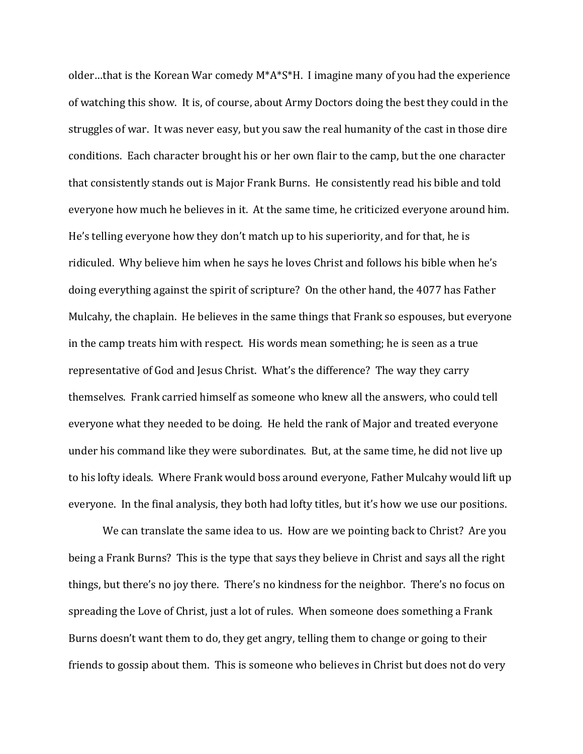older…that is the Korean War comedy M*A*S*H. I imagine many of you had the experience of watching this show. It is, of course, about Army Doctors doing the best they could in the struggles of war. It was never easy, but you saw the real humanity of the cast in those dire conditions. Each character brought his or her own flair to the camp, but the one character that consistently stands out is Major Frank Burns. He consistently read his bible and told everyone how much he believes in it. At the same time, he criticized everyone around him. He's telling everyone how they don't match up to his superiority, and for that, he is ridiculed. Why believe him when he says he loves Christ and follows his bible when he's doing everything against the spirit of scripture? On the other hand, the 4077 has Father Mulcahy, the chaplain. He believes in the same things that Frank so espouses, but everyone in the camp treats him with respect. His words mean something; he is seen as a true representative of God and Jesus Christ. What's the difference? The way they carry themselves. Frank carried himself as someone who knew all the answers, who could tell everyone what they needed to be doing. He held the rank of Major and treated everyone under his command like they were subordinates. But, at the same time, he did not live up to his lofty ideals. Where Frank would boss around everyone, Father Mulcahy would lift up everyone. In the final analysis, they both had lofty titles, but it's how we use our positions.

We can translate the same idea to us. How are we pointing back to Christ? Are you being a Frank Burns? This is the type that says they believe in Christ and says all the right things, but there's no joy there. There's no kindness for the neighbor. There's no focus on spreading the Love of Christ, just a lot of rules. When someone does something a Frank Burns doesn't want them to do, they get angry, telling them to change or going to their friends to gossip about them. This is someone who believes in Christ but does not do very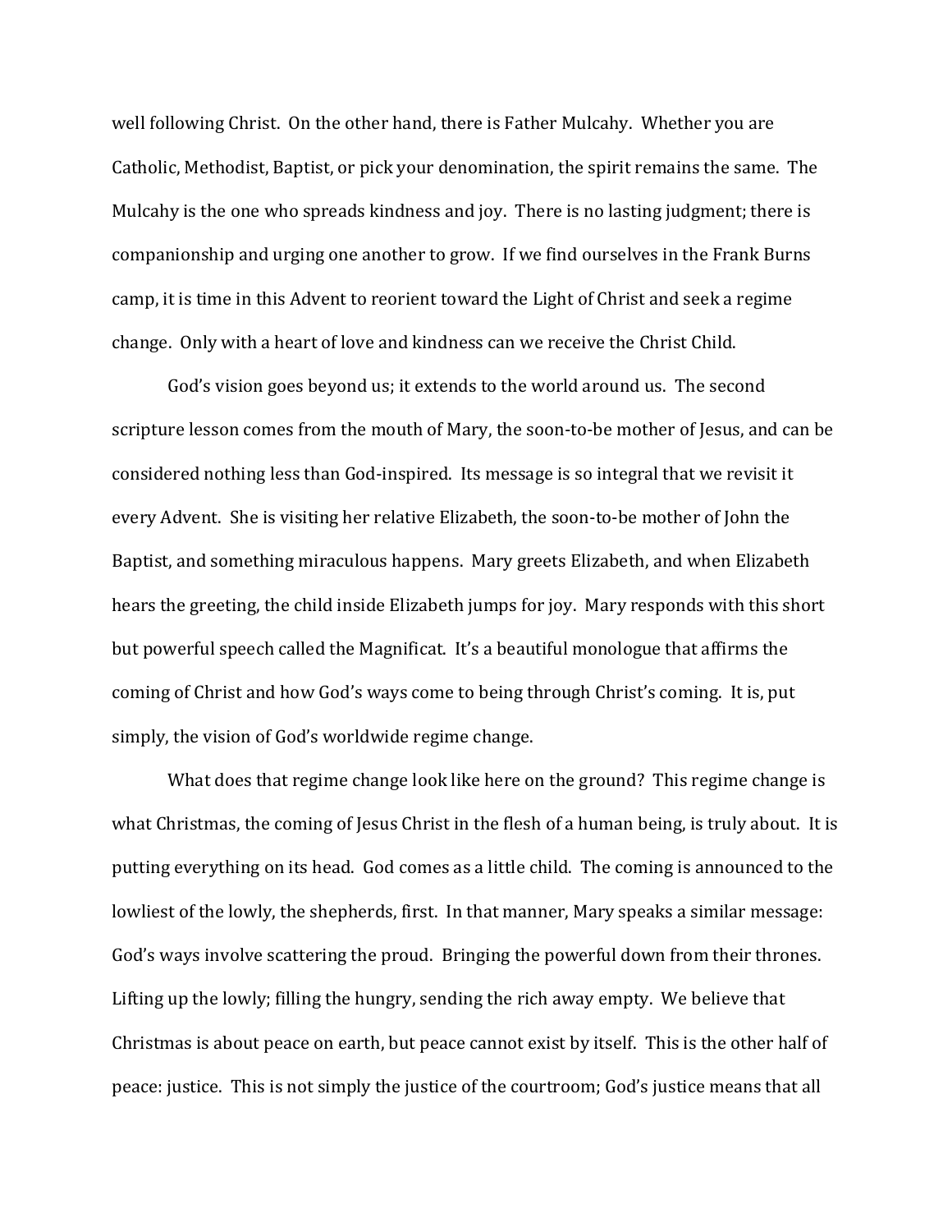well following Christ. On the other hand, there is Father Mulcahy. Whether you are Catholic, Methodist, Baptist, or pick your denomination, the spirit remains the same. The Mulcahy is the one who spreads kindness and joy. There is no lasting judgment; there is companionship and urging one another to grow. If we find ourselves in the Frank Burns camp, it is time in this Advent to reorient toward the Light of Christ and seek a regime change. Only with a heart of love and kindness can we receive the Christ Child.

God's vision goes beyond us; it extends to the world around us. The second scripture lesson comes from the mouth of Mary, the soon-to-be mother of Jesus, and can be considered nothing less than God-inspired. Its message is so integral that we revisit it every Advent. She is visiting her relative Elizabeth, the soon-to-be mother of John the Baptist, and something miraculous happens. Mary greets Elizabeth, and when Elizabeth hears the greeting, the child inside Elizabeth jumps for joy. Mary responds with this short but powerful speech called the Magnificat. It's a beautiful monologue that affirms the coming of Christ and how God's ways come to being through Christ's coming. It is, put simply, the vision of God's worldwide regime change.

What does that regime change look like here on the ground? This regime change is what Christmas, the coming of Jesus Christ in the flesh of a human being, is truly about. It is putting everything on its head. God comes as a little child. The coming is announced to the lowliest of the lowly, the shepherds, first. In that manner, Mary speaks a similar message: God's ways involve scattering the proud. Bringing the powerful down from their thrones. Lifting up the lowly; filling the hungry, sending the rich away empty. We believe that Christmas is about peace on earth, but peace cannot exist by itself. This is the other half of peace: justice. This is not simply the justice of the courtroom; God's justice means that all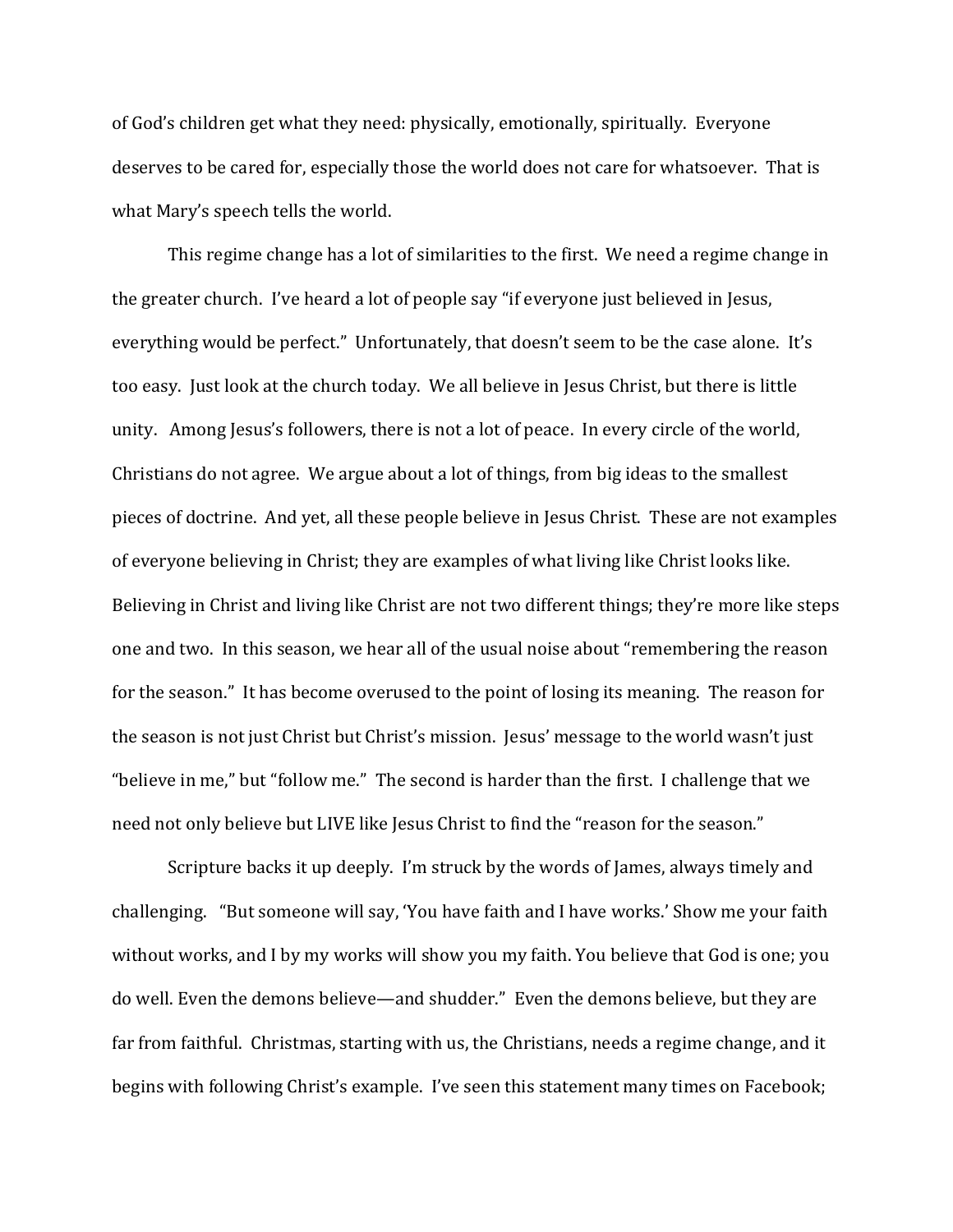of God's children get what they need: physically, emotionally, spiritually. Everyone deserves to be cared for, especially those the world does not care for whatsoever. That is what Mary's speech tells the world.

This regime change has a lot of similarities to the first. We need a regime change in the greater church. I've heard a lot of people say "if everyone just believed in Jesus, everything would be perfect." Unfortunately, that doesn't seem to be the case alone. It's too easy. Just look at the church today. We all believe in Jesus Christ, but there is little unity. Among Jesus's followers, there is not a lot of peace. In every circle of the world, Christians do not agree. We argue about a lot of things, from big ideas to the smallest pieces of doctrine. And yet, all these people believe in Jesus Christ. These are not examples of everyone believing in Christ; they are examples of what living like Christ looks like. Believing in Christ and living like Christ are not two different things; they're more like steps one and two. In this season, we hear all of the usual noise about "remembering the reason for the season." It has become overused to the point of losing its meaning. The reason for the season is not just Christ but Christ's mission. Jesus' message to the world wasn't just "believe in me," but "follow me." The second is harder than the first. I challenge that we need not only believe but LIVE like Jesus Christ to find the "reason for the season."

Scripture backs it up deeply. I'm struck by the words of James, always timely and challenging. "But someone will say, 'You have faith and I have works.' Show me your faith without works, and I by my works will show you my faith. You believe that God is one; you do well. Even the demons believe—and shudder." Even the demons believe, but they are far from faithful. Christmas, starting with us, the Christians, needs a regime change, and it begins with following Christ's example. I've seen this statement many times on Facebook;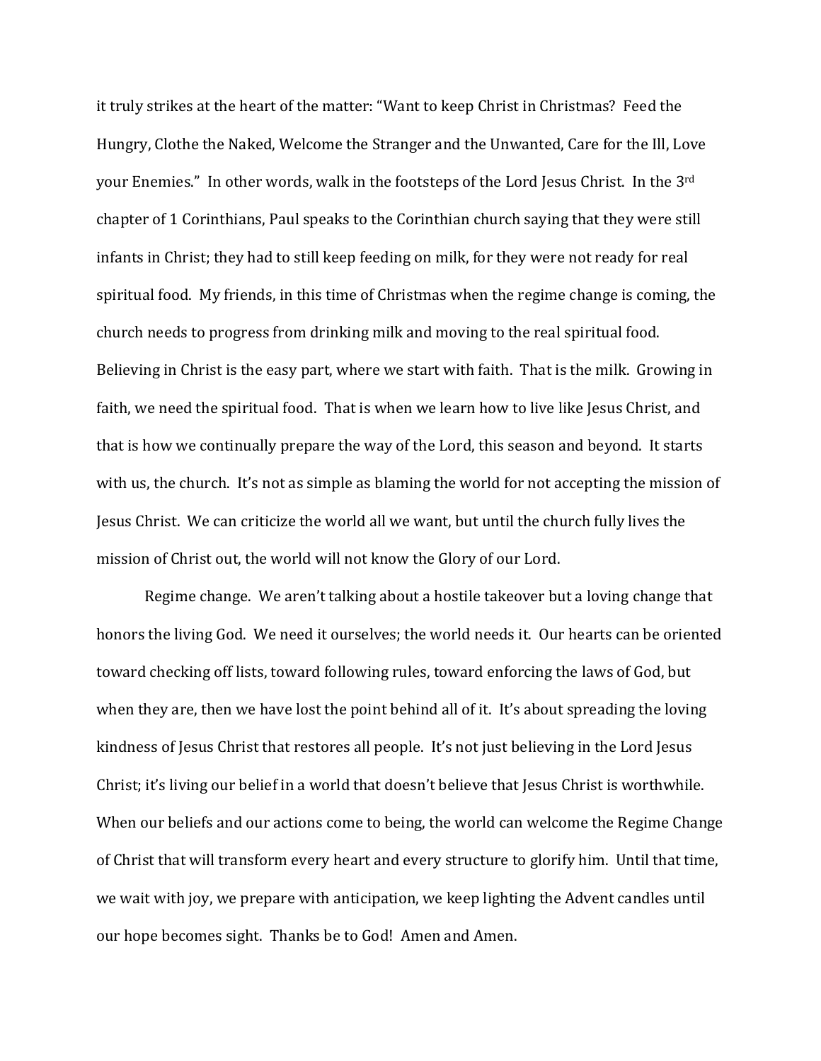it truly strikes at the heart of the matter: "Want to keep Christ in Christmas? Feed the Hungry, Clothe the Naked, Welcome the Stranger and the Unwanted, Care for the Ill, Love your Enemies." In other words, walk in the footsteps of the Lord Jesus Christ. In the 3rd chapter of 1 Corinthians, Paul speaks to the Corinthian church saying that they were still infants in Christ; they had to still keep feeding on milk, for they were not ready for real spiritual food. My friends, in this time of Christmas when the regime change is coming, the church needs to progress from drinking milk and moving to the real spiritual food. Believing in Christ is the easy part, where we start with faith. That is the milk. Growing in faith, we need the spiritual food. That is when we learn how to live like Jesus Christ, and that is how we continually prepare the way of the Lord, this season and beyond. It starts with us, the church. It's not as simple as blaming the world for not accepting the mission of Jesus Christ. We can criticize the world all we want, but until the church fully lives the mission of Christ out, the world will not know the Glory of our Lord.

Regime change. We aren't talking about a hostile takeover but a loving change that honors the living God. We need it ourselves; the world needs it. Our hearts can be oriented toward checking off lists, toward following rules, toward enforcing the laws of God, but when they are, then we have lost the point behind all of it. It's about spreading the loving kindness of Jesus Christ that restores all people. It's not just believing in the Lord Jesus Christ; it's living our belief in a world that doesn't believe that Jesus Christ is worthwhile. When our beliefs and our actions come to being, the world can welcome the Regime Change of Christ that will transform every heart and every structure to glorify him. Until that time, we wait with joy, we prepare with anticipation, we keep lighting the Advent candles until our hope becomes sight. Thanks be to God! Amen and Amen.